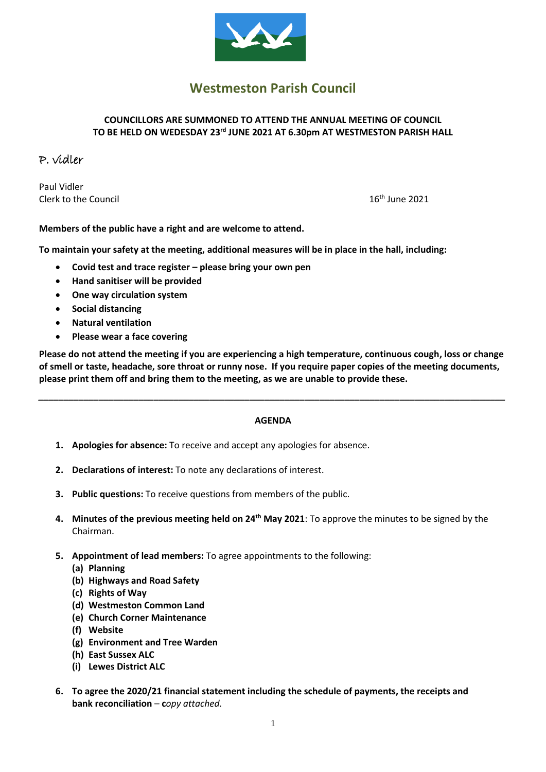# Westmeston Parish Council

**COUNCILLORS ARE SUMMONED TO ATTEND THE ANNUAL MEETING OF COUNCIL TO BE HELD ON WEDESDAY 23rd JUNE 2021 AT 6.30pm AT WESTMESTON PARISH HALL**

P. Vidler

Paul Vidler
Clerk to the Council

16th June 2021

**Members of the public have a right and are welcome to attend.**

**To maintain your safety at the meeting, additional measures will be in place in the hall, including:**

- **Covid test and trace register – please bring your own pen**
- **Hand sanitiser will be provided**
- **One way circulation system**
- **Social distancing**
- **Natural ventilation**
- **Please wear a face covering**

**Please do not attend the meeting if you are experiencing a high temperature, continuous cough, loss or change of smell or taste, headache, sore throat or runny nose. If you require paper copies of the meeting documents, please print them off and bring them to the meeting, as we are unable to provide these.**

---

**AGENDA**

1. **Apologies for absence:** To receive and accept any apologies for absence.

2. **Declarations of interest:** To note any declarations of interest.

3. **Public questions:** To receive questions from members of the public.

4. **Minutes of the previous meeting held on 24th May 2021**: To approve the minutes to be signed by the Chairman.

5. **Appointment of lead members:** To agree appointments to the following:
   **(a) Planning**
   **(b) Highways and Road Safety**
   **(c) Rights of Way**
   **(d) Westmeston Common Land**
   **(e) Church Corner Maintenance**
   **(f) Website**
   **(g) Environment and Tree Warden**
   **(h) East Sussex ALC**
   **(i) Lewes District ALC**

6. **To agree the 2020/21 financial statement including the schedule of payments, the receipts and bank reconciliation** – c*opy attached.*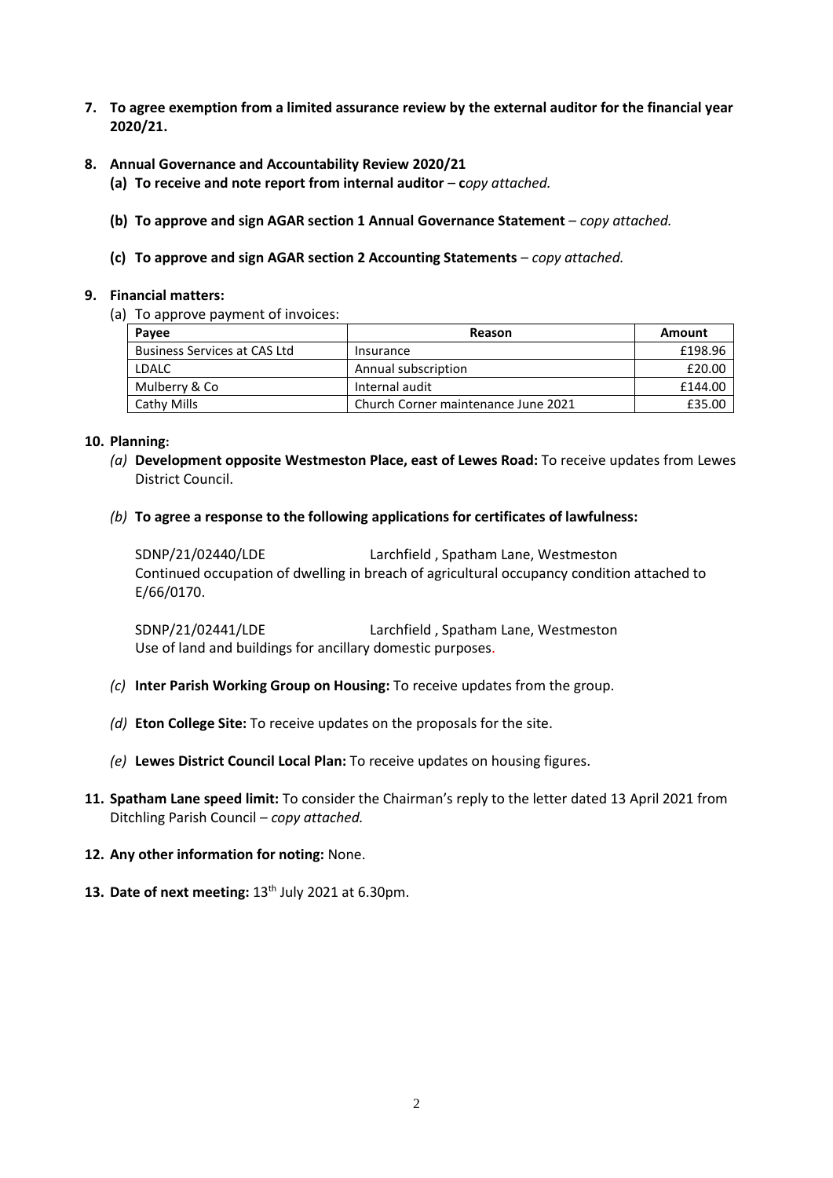**7. To agree exemption from a limited assurance review by the external auditor for the financial year 2020/21.**

**8. Annual Governance and Accountability Review 2020/21**

**(a) To receive and note report from internal auditor** – **c***opy attached.*

**(b) To approve and sign AGAR section 1 Annual Governance Statement** – *copy attached.*

**(c) To approve and sign AGAR section 2 Accounting Statements** – *copy attached.*

**9. Financial matters:**

(a) To approve payment of invoices:

| Payee | Reason | Amount |
|---|---|---|
| Business Services at CAS Ltd | Insurance | £198.96 |
| LDALC | Annual subscription | £20.00 |
| Mulberry & Co | Internal audit | £144.00 |
| Cathy Mills | Church Corner maintenance June 2021 | £35.00 |

**10. Planning:**

*(a)* **Development opposite Westmeston Place, east of Lewes Road:** To receive updates from Lewes District Council.

*(b)* **To agree a response to the following applications for certificates of lawfulness:**

SDNP/21/02440/LDE Larchfield , Spatham Lane, Westmeston
Continued occupation of dwelling in breach of agricultural occupancy condition attached to E/66/0170.

SDNP/21/02441/LDE Larchfield , Spatham Lane, Westmeston
Use of land and buildings for ancillary domestic purposes.

*(c)* **Inter Parish Working Group on Housing:** To receive updates from the group.

*(d)* **Eton College Site:** To receive updates on the proposals for the site.

*(e)* **Lewes District Council Local Plan:** To receive updates on housing figures.

**11. Spatham Lane speed limit:** To consider the Chairman's reply to the letter dated 13 April 2021 from Ditchling Parish Council – *copy attached.*

**12. Any other information for noting:** None.

**13. Date of next meeting:** 13th July 2021 at 6.30pm.